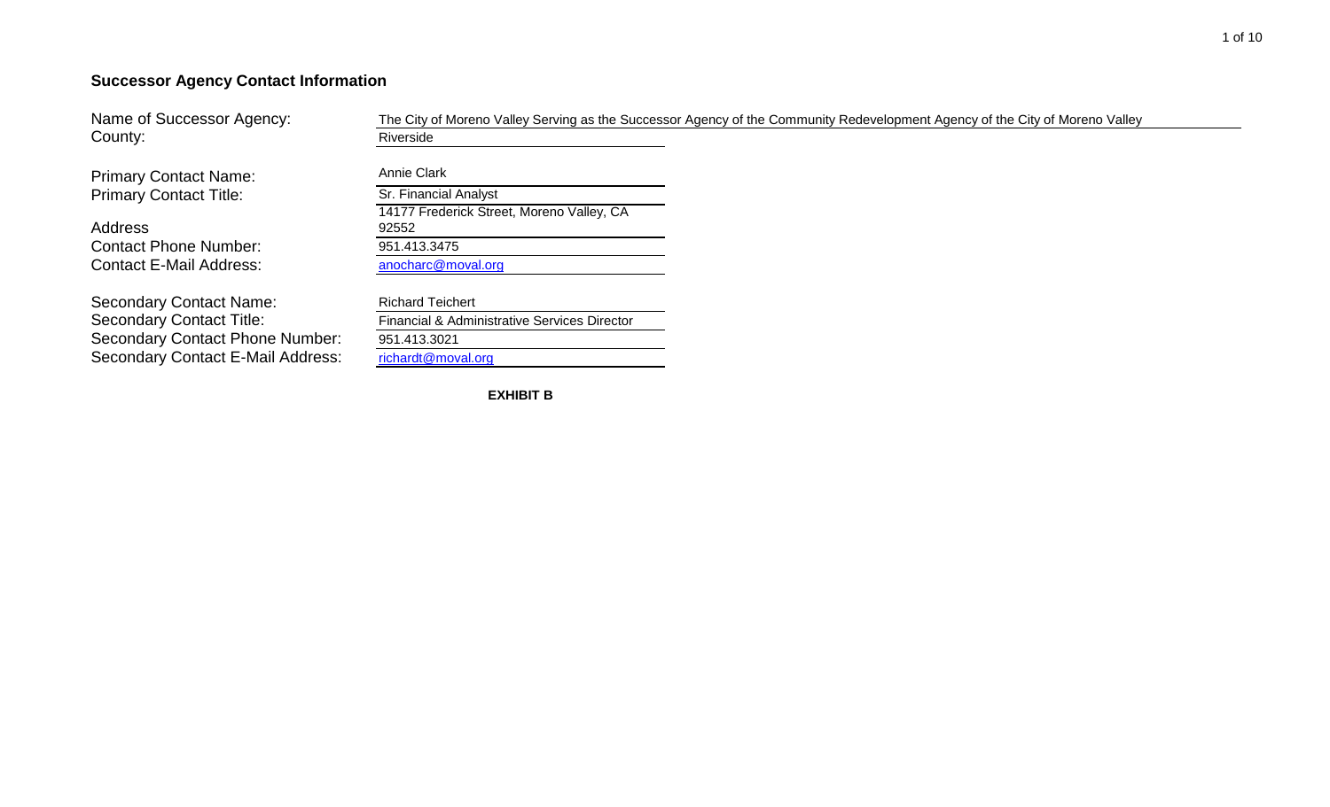## Successor Agency Contact Information

| | |
|---|---|
| Name of Successor Agency: | The City of Moreno Valley Serving as the Successor Agency of the Community Redevelopment Agency of the City of Moreno Valley |
| County: | Riverside |
| Primary Contact Name: | Annie Clark |
| Primary Contact Title: | Sr. Financial Analyst |
| Address | 14177 Frederick Street, Moreno Valley, CA 92552 |
| Contact Phone Number: | 951.413.3475 |
| Contact E-Mail Address: | anocharc@moval.org |
| Secondary Contact Name: | Richard Teichert |
| Secondary Contact Title: | Financial & Administrative Services Director |
| Secondary Contact Phone Number: | 951.413.3021 |
| Secondary Contact E-Mail Address: | richardt@moval.org |

**EXHIBIT B**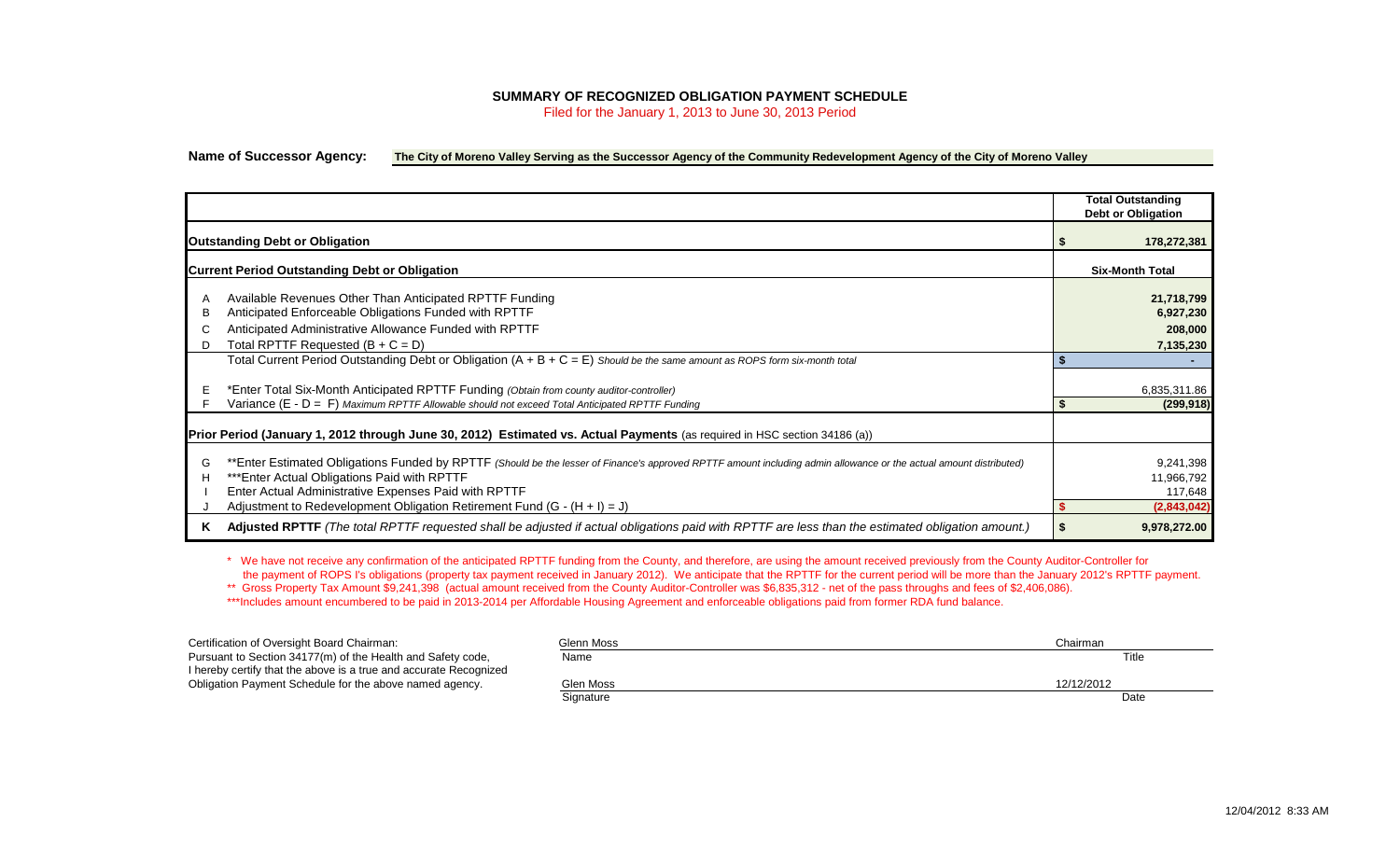# SUMMARY OF RECOGNIZED OBLIGATION PAYMENT SCHEDULE

Filed for the January 1, 2013 to June 30, 2013 Period

**Name of Successor Agency:** **The City of Moreno Valley Serving as the Successor Agency of the Community Redevelopment Agency of the City of Moreno Valley**

| | | Total Outstanding Debt or Obligation |
|---|---|---|
| **Outstanding Debt or Obligation** | | $ 178,272,381 |
| **Current Period Outstanding Debt or Obligation** | | **Six-Month Total** |
| A | Available Revenues Other Than Anticipated RPTTF Funding | 21,718,799 |
| B | Anticipated Enforceable Obligations Funded with RPTTF | 6,927,230 |
| C | Anticipated Administrative Allowance Funded with RPTTF | 208,000 |
| D | Total RPTTF Requested (B + C = D) | 7,135,230 |
| | Total Current Period Outstanding Debt or Obligation (A + B + C = E) *Should be the same amount as ROPS form six-month total* | $ - |
| E | *Enter Total Six-Month Anticipated RPTTF Funding *(Obtain from county auditor-controller)* | 6,835,311.86 |
| F | Variance (E - D = F) *Maximum RPTTF Allowable should not exceed Total Anticipated RPTTF Funding* | $ (299,918) |
| **Prior Period (January 1, 2012 through June 30, 2012) Estimated vs. Actual Payments** (as required in HSC section 34186 (a)) | | |
| G | **Enter Estimated Obligations Funded by RPTTF *(Should be the lesser of Finance's approved RPTTF amount including admin allowance or the actual amount distributed)* | 9,241,398 |
| H | ***Enter Actual Obligations Paid with RPTTF | 11,966,792 |
| I | Enter Actual Administrative Expenses Paid with RPTTF | 117,648 |
| J | Adjustment to Redevelopment Obligation Retirement Fund (G - (H + I) = J) | $ (2,843,042) |
| **K** | **Adjusted RPTTF** *(The total RPTTF requested shall be adjusted if actual obligations paid with RPTTF are less than the estimated obligation amount.)* | $ 9,978,272.00 |

\* We have not receive any confirmation of the anticipated RPTTF funding from the County, and therefore, are using the amount received previously from the County Auditor-Controller for the payment of ROPS I's obligations (property tax payment received in January 2012). We anticipate that the RPTTF for the current period will be more than the January 2012's RPTTF payment.

\*\* Gross Property Tax Amount $9,241,398 (actual amount received from the County Auditor-Controller was $6,835,312 - net of the pass throughs and fees of $2,406,086).

\*\*\*Includes amount encumbered to be paid in 2013-2014 per Affordable Housing Agreement and enforceable obligations paid from former RDA fund balance.

Certification of Oversight Board Chairman:
Pursuant to Section 34177(m) of the Health and Safety code, I hereby certify that the above is a true and accurate Recognized Obligation Payment Schedule for the above named agency.

| | |
|---|---|
| Glenn Moss | Chairman |
| Name | Title |
| Glen Moss | 12/12/2012 |
| Signature | Date |

12/04/2012 8:33 AM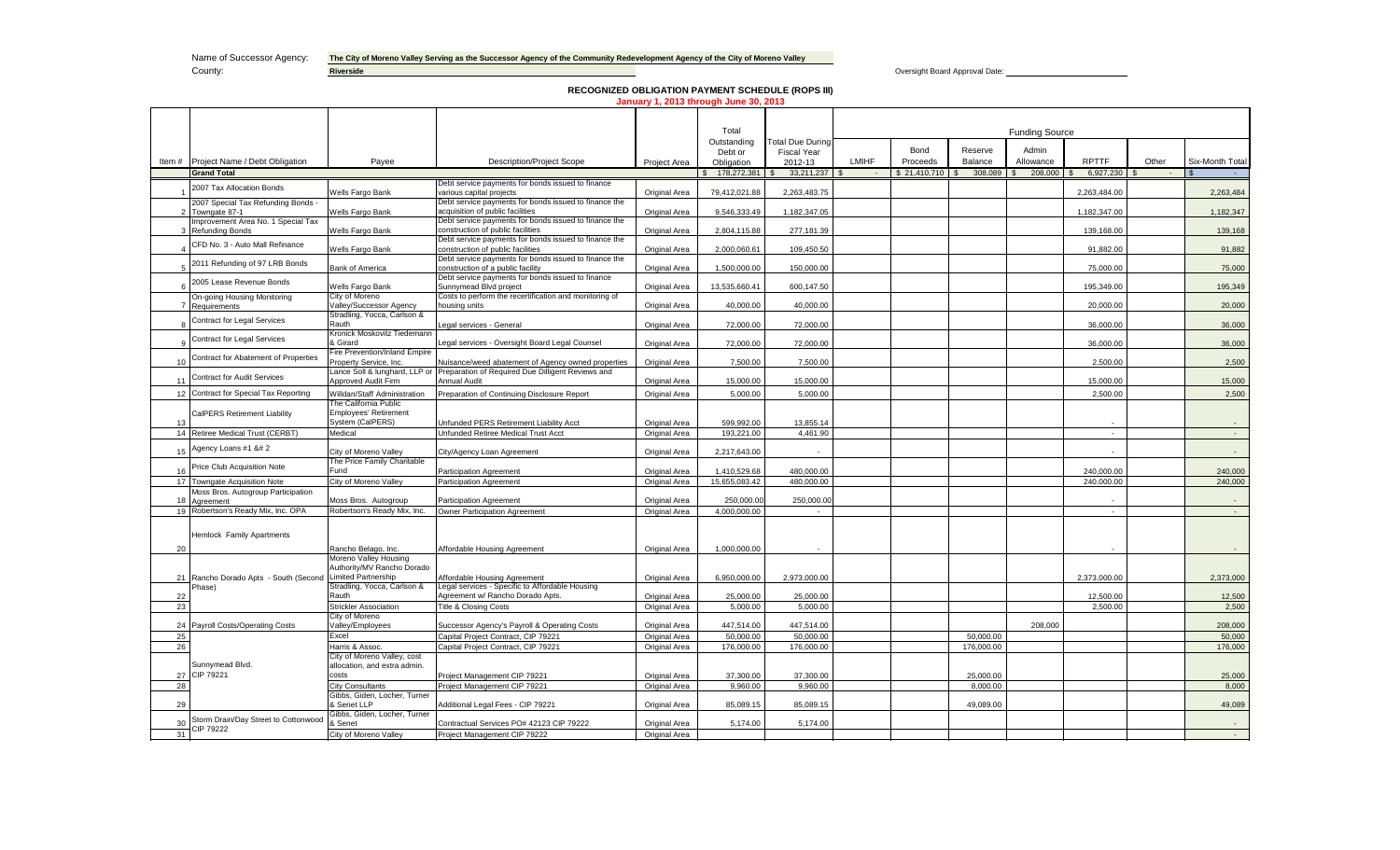Name of Successor Agency: **The City of Moreno Valley Serving as the Successor Agency of the Community Redevelopment Agency of the City of Moreno Valley**

County: **Riverside**

Oversight Board Approval Date: ______________________

## RECOGNIZED OBLIGATION PAYMENT SCHEDULE (ROPS III)

**January 1, 2013 through June 30, 2013**

| Item # | Project Name / Debt Obligation | Payee | Description/Project Scope | Project Area | Total Outstanding Debt or Obligation | Total Due During Fiscal Year 2012-13 | Funding Source | | | | | | | |
|---|---|---|---|---|---|---|---|---|---|---|---|---|---|---|
| | | | | | | | LMIHF | Bond Proceeds | Reserve Balance | Admin Allowance | RPTTF | Other | Six-Month Total |
| | **Grand Total** | | | | $ 178,272,381 | $ 33,211,237 | $ - | $ 21,410,710 | $ 308,089 | $ 208,000 | $ 6,927,230 | $ - | $ - |
| 1 | 2007 Tax Allocation Bonds | Wells Fargo Bank | Debt service payments for bonds issued to finance various capital projects | Original Area | 79,412,021.88 | 2,263,483.75 | | | | | 2,263,484.00 | | 2,263,484 |
| 2 | 2007 Special Tax Refunding Bonds - Towngate 87-1 | Wells Fargo Bank | Debt service payments for bonds issued to finance the acquisition of public facilities | Original Area | 9,546,333.49 | 1,182,347.05 | | | | | 1,182,347.00 | | 1,182,347 |
| 3 | Improvement Area No. 1 Special Tax Refunding Bonds | Wells Fargo Bank | Debt service payments for bonds issued to finance the construction of public facilities | Original Area | 2,804,115.88 | 277,181.39 | | | | | 139,168.00 | | 139,168 |
| 4 | CFD No. 3 - Auto Mall Refinance | Wells Fargo Bank | Debt service payments for bonds issued to finance the construction of public facilities | Original Area | 2,000,060.61 | 109,450.50 | | | | | 91,882.00 | | 91,882 |
| 5 | 2011 Refunding of 97 LRB Bonds | Bank of America | Debt service payments for bonds issued to finance the construction of a public facility | Original Area | 1,500,000.00 | 150,000.00 | | | | | 75,000.00 | | 75,000 |
| 6 | 2005 Lease Revenue Bonds | Wells Fargo Bank | Debt service payments for bonds issued to finance Sunnymead Blvd project | Original Area | 13,535,660.41 | 600,147.50 | | | | | 195,349.00 | | 195,349 |
| 7 | On-going Housing Monitoring Requirements | City of Moreno Valley/Successor Agency | Costs to perform the recertification and monitoring of housing units | Original Area | 40,000.00 | 40,000.00 | | | | | 20,000.00 | | 20,000 |
| 8 | Contract for Legal Services | Stradling, Yocca, Carlson & Rauth | Legal services - General | Original Area | 72,000.00 | 72,000.00 | | | | | 36,000.00 | | 36,000 |
| 9 | Contract for Legal Services | Kronick Moskovitz Tiedemann & Girard | Legal services - Oversight Board Legal Counsel | Original Area | 72,000.00 | 72,000.00 | | | | | 36,000.00 | | 36,000 |
| 10 | Contract for Abatement of Properties | Fire Prevention/Inland Empire Property Service, Inc. | Nuisance/weed abatement of Agency owned properties | Original Area | 7,500.00 | 7,500.00 | | | | | 2,500.00 | | 2,500 |
| 11 | Contract for Audit Services | Lance Soll & lunghard, LLP or Approved Audit Firm | Preparation of Required Due Dilligent Reviews and Annual Audit | Original Area | 15,000.00 | 15,000.00 | | | | | 15,000.00 | | 15,000 |
| 12 | Contract for Special Tax Reporting | Willdan/Staff Administration | Preparation of Continuing Disclosure Report | Original Area | 5,000.00 | 5,000.00 | | | | | 2,500.00 | | 2,500 |
| 13 | CalPERS Retirement Liability | The California Public Employees' Retirement System (CalPERS) | Unfunded PERS Retirement Liability Acct | Original Area | 599,992.00 | 13,855.14 | | | | | - | | - |
| 14 | Retiree Medical Trust (CERBT) | Medical | Unfunded Retiree Medical Trust Acct | Original Area | 193,221.00 | 4,461.90 | | | | | - | | - |
| 15 | Agency Loans #1 &# 2 | City of Moreno Valley | City/Agency Loan Agreement | Original Area | 2,217,643.00 | - | | | | | - | | - |
| 16 | Price Club Acquisition Note | The Price Family Charitable Fund | Participation Agreement | Original Area | 1,410,529.68 | 480,000.00 | | | | | 240,000.00 | | 240,000 |
| 17 | Towngate Acquisition Note | City of Moreno Valley | Participation Agreement | Original Area | 15,655,083.42 | 480,000.00 | | | | | 240,000.00 | | 240,000 |
| 18 | Moss Bros. Autogroup Participation Agreement | Moss Bros. Autogroup | Participation Agreement | Original Area | 250,000.00 | 250,000.00 | | | | | - | | - |
| 19 | Robertson's Ready Mix, Inc. OPA | Robertson's Ready Mix, Inc. | Owner Participation Agreement | Original Area | 4,000,000.00 | - | | | | | - | | - |
| 20 | Hemlock Family Apartments | Rancho Belago, Inc. | Affordable Housing Agreement | Original Area | 1,000,000.00 | - | | | | | - | | - |
| 21 | Rancho Dorado Apts - South (Second Phase) | Moreno Valley Housing Authority/MV Rancho Dorado Limited Partnership | Affordable Housing Agreement | Original Area | 6,950,000.00 | 2,973,000.00 | | | | | 2,373,000.00 | | 2,373,000 |
| 22 | | Stradling, Yocca, Carlson & Rauth | Legal services - Specific to Affordable Housing Agreement w/ Rancho Dorado Apts. | Original Area | 25,000.00 | 25,000.00 | | | | | 12,500.00 | | 12,500 |
| 23 | | Strickler Association | Title & Closing Costs | Original Area | 5,000.00 | 5,000.00 | | | | | 2,500.00 | | 2,500 |
| 24 | Payroll Costs/Operating Costs | City of Moreno Valley/Employees | Successor Agency's Payroll & Operating Costs | Original Area | 447,514.00 | 447,514.00 | | | | 208,000 | | | 208,000 |
| 25 | | Excel | Capital Project Contract, CIP 79221 | Original Area | 50,000.00 | 50,000.00 | | | 50,000.00 | | | | 50,000 |
| 26 | | Harris & Assoc. | Capital Project Contract, CIP 79221 | Original Area | 176,000.00 | 176,000.00 | | | 176,000.00 | | | | 176,000 |
| 27 | Sunnymead Blvd. CIP 79221 | City of Moreno Valley, cost allocation, and extra admin. costs | Project Management CIP 79221 | Original Area | 37,300.00 | 37,300.00 | | | 25,000.00 | | | | 25,000 |
| 28 | | City Consultants | Project Management CIP 79221 | Original Area | 9,960.00 | 9,960.00 | | | 8,000.00 | | | | 8,000 |
| 29 | | Gibbs, Giden, Locher, Turner & Senet LLP | Additional Legal Fees - CIP 79221 | Original Area | 85,089.15 | 85,089.15 | | | 49,089.00 | | | | 49,089 |
| 30 | Storm Drain/Day Street to Cottonwood CIP 79222 | Gibbs, Giden, Locher, Turner & Senet | Contractual Services PO# 42123 CIP 79222 | Original Area | 5,174.00 | 5,174.00 | | | | | | | - |
| 31 | | City of Moreno Valley | Project Management CIP 79222 | Original Area | | | | | | | | | - |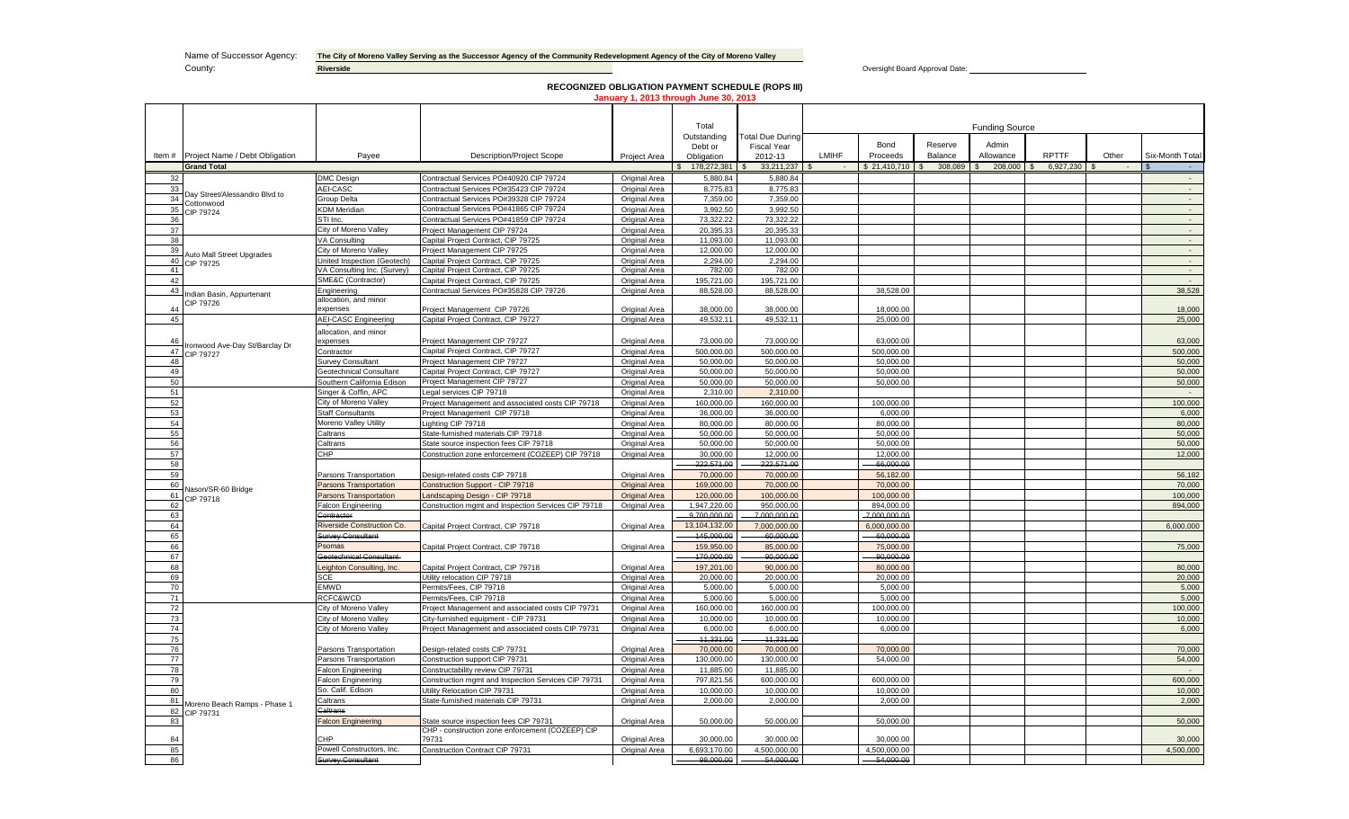Name of Successor Agency: **The City of Moreno Valley Serving as the Successor Agency of the Community Redevelopment Agency of the City of Moreno Valley**

County: **Riverside**

Oversight Board Approval Date: ______________________

## RECOGNIZED OBLIGATION PAYMENT SCHEDULE (ROPS III)

**January 1, 2013 through June 30, 2013**

| Item # | Project Name / Debt Obligation | Payee | Description/Project Scope | Project Area | Total Outstanding Debt or Obligation | Total Due During Fiscal Year 2012-13 | Funding Source: LMIHF | Funding Source: Bond Proceeds | Funding Source: Reserve Balance | Funding Source: Admin Allowance | Funding Source: RPTTF | Funding Source: Other | Six-Month Total |
|---|---|---|---|---|---|---|---|---|---|---|---|---|---|
| | **Grand Total** | | | | $ 178,272,381 | $ 33,211,237 | $ - | $ 21,410,710 | $ 308,089 | $ 208,000 | $ 6,927,230 | $ - | $ - |
| 32 | Day Street/Alessandro Blvd to Cottonwood CIP 79724 | DMC Design | Contractual Services PO#40920 CIP 79724 | Original Area | 5,880.84 | 5,880.84 | | | | | | | - |
| 33 | | AEI-CASC | Contractual Services PO#35423 CIP 79724 | Original Area | 8,775.83 | 8,775.83 | | | | | | | - |
| 34 | | Group Delta | Contractual Services PO#39328 CIP 79724 | Original Area | 7,359.00 | 7,359.00 | | | | | | | - |
| 35 | | KDM Meridian | Contractual Services PO#41865 CIP 79724 | Original Area | 3,992.50 | 3,992.50 | | | | | | | - |
| 36 | | STI Inc. | Contractual Services PO#41859 CIP 79724 | Original Area | 73,322.22 | 73,322.22 | | | | | | | - |
| 37 | | City of Moreno Valley | Project Management CIP 79724 | Original Area | 20,395.33 | 20,395.33 | | | | | | | - |
| 38 | Auto Mall Street Upgrades CIP 79725 | VA Consulting | Capital Project Contract, CIP 79725 | Original Area | 11,093.00 | 11,093.00 | | | | | | | - |
| 39 | | City of Moreno Valley | Project Management CIP 79725 | Original Area | 12,000.00 | 12,000.00 | | | | | | | - |
| 40 | | United Inspection (Geotech) | Capital Project Contract, CIP 79725 | Original Area | 2,294.00 | 2,294.00 | | | | | | | - |
| 41 | | VA Consulting Inc. (Survey) | Capital Project Contract, CIP 79725 | Original Area | 782.00 | 782.00 | | | | | | | - |
| 42 | | SME&C (Contractor) | Capital Project Contract, CIP 79725 | Original Area | 195,721.00 | 195,721.00 | | | | | | | - |
| 43 | Indian Basin, Appurtenant CIP 79726 | Engineering | Contractual Services PO#35828 CIP 79726 | Original Area | 88,528.00 | 88,528.00 | | 38,528.00 | | | | | 38,528 |
| 44 | | allocation, and minor expenses | Project Management CIP 79726 | Original Area | 38,000.00 | 38,000.00 | | 18,000.00 | | | | | 18,000 |
| 45 | Ironwood Ave-Day St/Barclay Dr CIP 79727 | AEI-CASC Engineering | Capital Project Contract, CIP 79727 | Original Area | 49,532.11 | 49,532.11 | | 25,000.00 | | | | | 25,000 |
| 46 | | allocation, and minor expenses | Project Management CIP 79727 | Original Area | 73,000.00 | 73,000.00 | | 63,000.00 | | | | | 63,000 |
| 47 | | Contractor | Capital Project Contract, CIP 79727 | Original Area | 500,000.00 | 500,000.00 | | 500,000.00 | | | | | 500,000 |
| 48 | | Survey Consultant | Project Management CIP 79727 | Original Area | 50,000.00 | 50,000.00 | | 50,000.00 | | | | | 50,000 |
| 49 | | Geotechnical Consultant | Capital Project Contract, CIP 79727 | Original Area | 50,000.00 | 50,000.00 | | 50,000.00 | | | | | 50,000 |
| 50 | | Southern California Edison | Project Management CIP 79727 | Original Area | 50,000.00 | 50,000.00 | | 50,000.00 | | | | | 50,000 |
| 51 | Nason/SR-60 Bridge CIP 79718 | Singer & Coffin, APC | Legal services CIP 79718 | Original Area | 2,310.00 | 2,310.00 | | | | | | | - |
| 52 | | City of Moreno Valley | Project Management and associated costs CIP 79718 | Original Area | 160,000.00 | 160,000.00 | | 100,000.00 | | | | | 100,000 |
| 53 | | Staff Consultants | Project Management CIP 79718 | Original Area | 36,000.00 | 36,000.00 | | 6,000.00 | | | | | 6,000 |
| 54 | | Moreno Valley Utility | Lighting CIP 79718 | Original Area | 80,000.00 | 80,000.00 | | 80,000.00 | | | | | 80,000 |
| 55 | | Caltrans | State-furnished materials CIP 79718 | Original Area | 50,000.00 | 50,000.00 | | 50,000.00 | | | | | 50,000 |
| 56 | | Caltrans | State source inspection fees CIP 79718 | Original Area | 50,000.00 | 50,000.00 | | 50,000.00 | | | | | 50,000 |
| 57 | | CHP | Construction zone enforcement (COZEEP) CIP 79718 | Original Area | 30,000.00 | 12,000.00 | | 12,000.00 | | | | | 12,000 |
| 58 | | | | | ~~222,571.00~~ | ~~222,571.00~~ | | ~~66,000.00~~ | | | | | |
| 59 | | Parsons Transportation | Design-related costs CIP 79718 | Original Area | 70,000.00 | 70,000.00 | | 56,182.00 | | | | | 56,182 |
| 60 | | Parsons Transportation | Construction Support - CIP 79718 | Original Area | 169,000.00 | 70,000.00 | | 70,000.00 | | | | | 70,000 |
| 61 | | Parsons Transportation | Landscaping Design - CIP 79718 | Original Area | 120,000.00 | 100,000.00 | | 100,000.00 | | | | | 100,000 |
| 62 | | Falcon Engineering | Construction mgmt and Inspection Services CIP 79718 | Original Area | 1,947,220.00 | 950,000.00 | | 894,000.00 | | | | | 894,000 |
| 63 | | ~~Contractor~~ | | | ~~9,700,000.00~~ | ~~7,000,000.00~~ | | ~~7,000,000.00~~ | | | | | |
| 64 | | Riverside Construction Co. | Capital Project Contract, CIP 79718 | Original Area | 13,104,132.00 | 7,000,000.00 | | 6,000,000.00 | | | | | 6,000,000 |
| 65 | | ~~Survey Consultant~~ | | | ~~145,000.00~~ | ~~60,000.00~~ | | ~~60,000.00~~ | | | | | |
| 66 | | Psomas | Capital Project Contract, CIP 79718 | Original Area | 159,950.00 | 85,000.00 | | 75,000.00 | | | | | 75,000 |
| 67 | | ~~Geotechnical Consultant~~ | | | ~~170,000.00~~ | ~~90,000.00~~ | | ~~90,000.00~~ | | | | | |
| 68 | | Leighton Consulting, Inc. | Capital Project Contract, CIP 79718 | Original Area | 197,201.00 | 90,000.00 | | 80,000.00 | | | | | 80,000 |
| 69 | | SCE | Utility relocation CIP 79718 | Original Area | 20,000.00 | 20,000.00 | | 20,000.00 | | | | | 20,000 |
| 70 | | EMWD | Permits/Fees, CIP 79718 | Original Area | 5,000.00 | 5,000.00 | | 5,000.00 | | | | | 5,000 |
| 71 | | RCFC&WCD | Permits/Fees, CIP 79718 | Original Area | 5,000.00 | 5,000.00 | | 5,000.00 | | | | | 5,000 |
| 72 | Moreno Beach Ramps - Phase 1 CIP 79731 | City of Moreno Valley | Project Management and associated costs CIP 79731 | Original Area | 160,000.00 | 160,000.00 | | 100,000.00 | | | | | 100,000 |
| 73 | | City of Moreno Valley | City-furnished equipment - CIP 79731 | Original Area | 10,000.00 | 10,000.00 | | 10,000.00 | | | | | 10,000 |
| 74 | | City of Moreno Valley | Project Management and associated costs CIP 79731 | Original Area | 6,000.00 | 6,000.00 | | 6,000.00 | | | | | 6,000 |
| 75 | | | | | ~~11,331.00~~ | ~~11,331.00~~ | | | | | | | |
| 76 | | Parsons Transportation | Design-related costs CIP 79731 | Original Area | 70,000.00 | 70,000.00 | | 70,000.00 | | | | | 70,000 |
| 77 | | Parsons Transportation | Construction support CIP 79731 | Original Area | 130,000.00 | 130,000.00 | | 54,000.00 | | | | | 54,000 |
| 78 | | Falcon Engineering | Constructability review CIP 79731 | Original Area | 11,885.00 | 11,885.00 | | | | | | | - |
| 79 | | Falcon Engineering | Construction mgmt and Inspection Services CIP 79731 | Original Area | 797,821.56 | 600,000.00 | | 600,000.00 | | | | | 600,000 |
| 80 | | So. Calif. Edison | Utility Relocation CIP 79731 | Original Area | 10,000.00 | 10,000.00 | | 10,000.00 | | | | | 10,000 |
| 81 | | Caltrans | State-furnished materials CIP 79731 | Original Area | 2,000.00 | 2,000.00 | | 2,000.00 | | | | | 2,000 |
| 82 | | ~~Caltrans~~ | | | | | | | | | | | |
| 83 | | Falcon Engineering | State source inspection fees CIP 79731 | Original Area | 50,000.00 | 50,000.00 | | 50,000.00 | | | | | 50,000 |
| 84 | | CHP | CHP - construction zone enforcement (COZEEP) CIP 79731 | Original Area | 30,000.00 | 30,000.00 | | 30,000.00 | | | | | 30,000 |
| 85 | | Powell Constructors, Inc. | Construction Contract CIP 79731 | Original Area | 6,693,170.00 | 4,500,000.00 | | 4,500,000.00 | | | | | 4,500,000 |
| 86 | | ~~Survey Consultant~~ | | | ~~98,000.00~~ | ~~54,000.00~~ | | ~~54,000.00~~ | | | | | |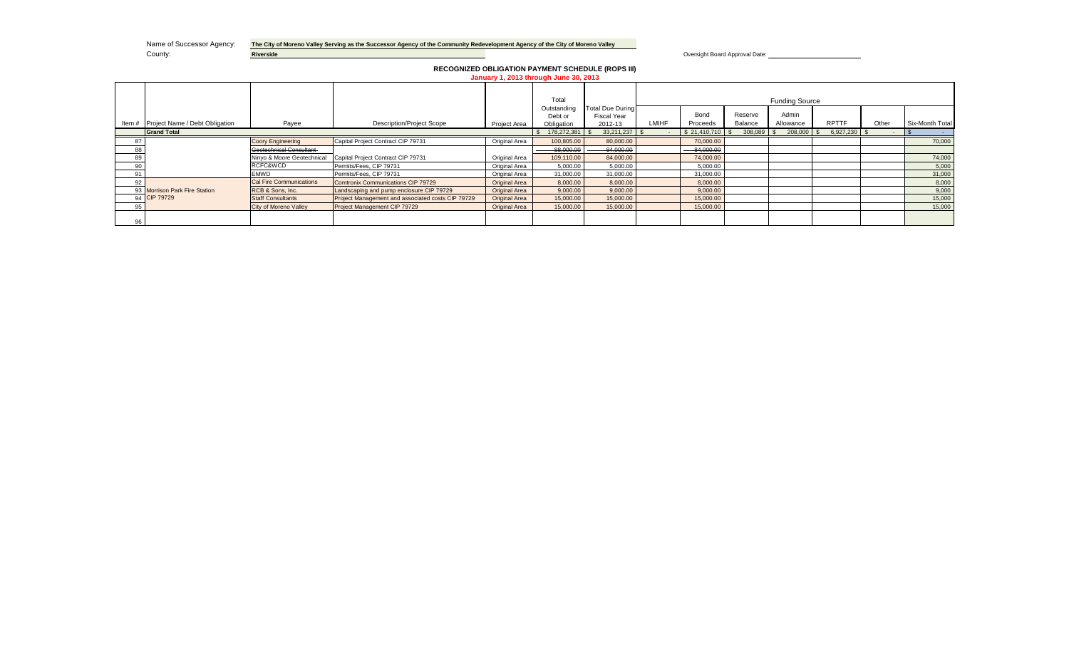Name of Successor Agency: **The City of Moreno Valley Serving as the Successor Agency of the Community Redevelopment Agency of the City of Moreno Valley**

County: **Riverside**

Oversight Board Approval Date: ______________________

## RECOGNIZED OBLIGATION PAYMENT SCHEDULE (ROPS III)

**January 1, 2013 through June 30, 2013**

| Item # | Project Name / Debt Obligation | Payee | Description/Project Scope | Project Area | Total Outstanding Debt or Obligation | Total Due During Fiscal Year 2012-13 | Funding Source | | | | | | | |
|---|---|---|---|---|---|---|---|---|---|---|---|---|---|---|
| | | | | | | | LMIHF | Bond Proceeds | Reserve Balance | Admin Allowance | RPTTF | Other | Six-Month Total |
| | **Grand Total** | | | | $ 178,272,381 | $ 33,211,237 | $ - | $ 21,410,710 | $ 308,089 | $ 208,000 | $ 6,927,230 | $ - | $ - |
| 87 | | Coory Engineering | Capital Project Contract CIP 79731 | Original Area | 100,805.00 | 80,000.00 | | 70,000.00 | | | | | 70,000 |
| 88 | | ~~Geotechnical Consultant~~ | | | ~~88,000.00~~ | ~~84,000.00~~ | | ~~84,000.00~~ | | | | | |
| 89 | | Ninyo & Moore Geotechnical | Capital Project Contract CIP 79731 | Original Area | 109,110.00 | 84,000.00 | | 74,000.00 | | | | | 74,000 |
| 90 | | RCFC&WCD | Permits/Fees, CIP 79731 | Original Area | 5,000.00 | 5,000.00 | | 5,000.00 | | | | | 5,000 |
| 91 | | EMWD | Permits/Fees, CIP 79731 | Original Area | 31,000.00 | 31,000.00 | | 31,000.00 | | | | | 31,000 |
| 92 | | Cal Fire Communications | Comtronix Communications CIP 79729 | Original Area | 8,000.00 | 8,000.00 | | 8,000.00 | | | | | 8,000 |
| 93 | Morrison Park Fire Station | RCB & Sons, Inc. | Landscaping and pump enclosure CIP 79729 | Original Area | 9,000.00 | 9,000.00 | | 9,000.00 | | | | | 9,000 |
| 94 | CIP 79729 | Staff Consultants | Project Management and associated costs CIP 79729 | Original Area | 15,000.00 | 15,000.00 | | 15,000.00 | | | | | 15,000 |
| 95 | | City of Moreno Valley | Project Management CIP 79729 | Original Area | 15,000.00 | 15,000.00 | | 15,000.00 | | | | | 15,000 |
| 96 | | | | | | | | | | | | | |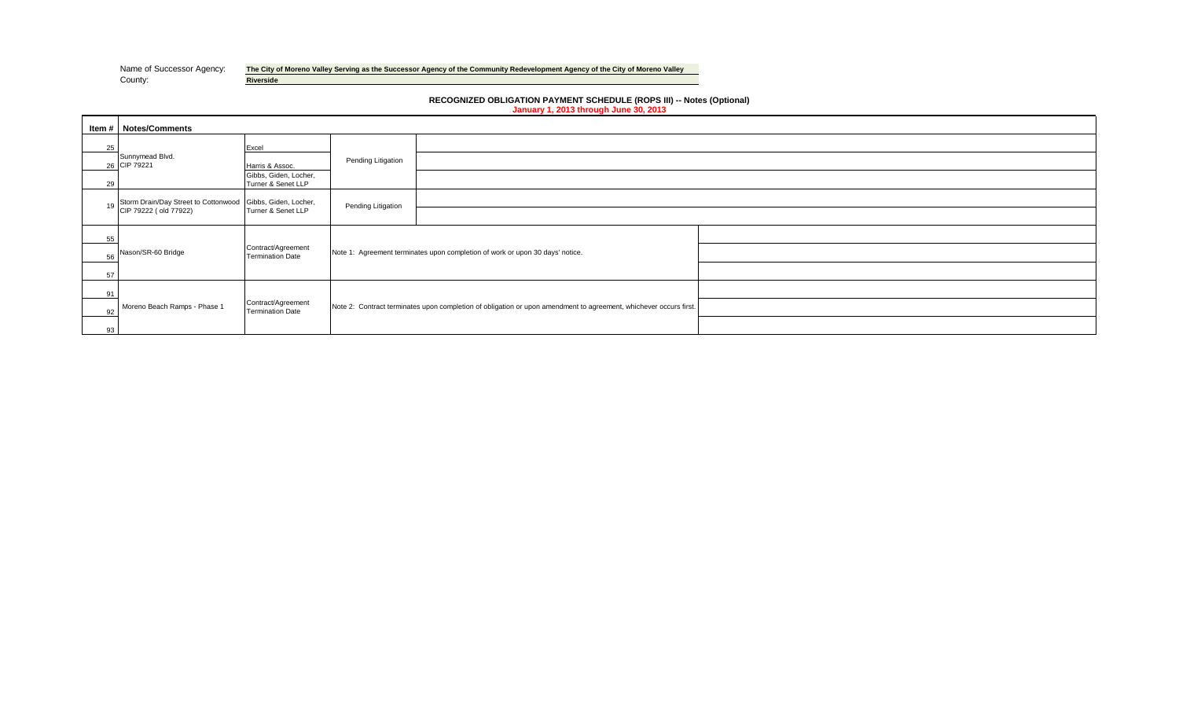Name of Successor Agency: **The City of Moreno Valley Serving as the Successor Agency of the Community Redevelopment Agency of the City of Moreno Valley**

County: **Riverside**

## RECOGNIZED OBLIGATION PAYMENT SCHEDULE (ROPS III) -- Notes (Optional)

**January 1, 2013 through June 30, 2013**

| Item # | Notes/Comments | | | |
|---|---|---|---|---|
| 25 | Sunnymead Blvd. CIP 79221 | Excel | Pending Litigation | |
| 26 | | Harris & Assoc. | | |
| 29 | | Gibbs, Giden, Locher, Turner & Senet LLP | | |
| 19 | Storm Drain/Day Street to Cottonwood CIP 79222 ( old 77922) | Gibbs, Giden, Locher, Turner & Senet LLP | Pending Litigation | |
| 55 | Nason/SR-60 Bridge | Contract/Agreement Termination Date | Note 1: Agreement terminates upon completion of work or upon 30 days' notice. | |
| 56 | | | | |
| 57 | | | | |
| 91 | Moreno Beach Ramps - Phase 1 | Contract/Agreement Termination Date | Note 2: Contract terminates upon completion of obligation or upon amendment to agreement, whichever occurs first. | |
| 92 | | | | |
| 93 | | | | |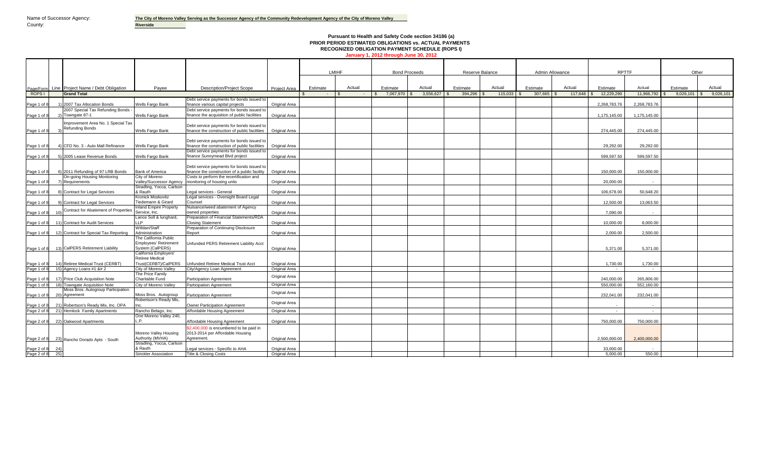Name of Successor Agency: **The City of Moreno Valley Serving as the Successor Agency of the Community Redevelopment Agency of the City of Moreno Valley**

County: **Riverside**

## Pursuant to Health and Safety Code section 34186 (a)
## PRIOR PERIOD ESTIMATED OBLIGATIONS vs. ACTUAL PAYMENTS
## RECOGNIZED OBLIGATION PAYMENT SCHEDULE (ROPS I)
### January 1, 2012 through June 30, 2012

| | | | | | | LMIHF | | Bond Proceeds | | Reserve Balance | | Admin Allowance | | RPTTF | | Other | |
|---|---|---|---|---|---|---|---|---|---|---|---|---|---|---|---|---|---|
| Page/Form | Line | Project Name / Debt Obligation | Payee | Description/Project Scope | Project Area | Estimate | Actual | Estimate | Actual | Estimate | Actual | Estimate | Actual | Estimate | Actual | Estimate | Actual |
| ROPS I | | **Grand Total** | | | | $ - | $ - | $ 7,067,970 | $ 3,556,627 | $ 394,296 | $ 115,033 | $ 307,665 | $ 117,648 | $ 12,229,290 | 11,966,792 | $ 9,026,101 | $ 9,026,101 |
| Page 1 of 8 | 1) | 2007 Tax Allocation Bonds | Wells Fargo Bank | Debt service payments for bonds issued to finance various capital projects | Original Area | | | | | | | | | 2,268,783.76 | 2,268,783.76 | | |
| Page 1 of 8 | 2) | 2007 Special Tax Refunding Bonds - Towngate 87-1 | Wells Fargo Bank | Debt service payments for bonds issued to finance the acquisition of public facilities | Original Area | | | | | | | | | 1,175,145.00 | 1,175,145.00 | | |
| Page 1 of 8 | 3) | Improvement Area No. 1 Special Tax Refunding Bonds | Wells Fargo Bank | Debt service payments for bonds issued to finance the construction of public facilities | Original Area | | | | | | | | | 274,445.00 | 274,445.00 | | |
| Page 1 of 8 | 4) | CFD No. 3 - Auto Mall Refinance | Wells Fargo Bank | Debt service payments for bonds issued to finance the construction of public facilities | Original Area | | | | | | | | | 29,292.00 | 29,292.00 | | |
| Page 1 of 8 | 5) | 2005 Lease Revenue Bonds | Wells Fargo Bank | Debt service payments for bonds issued to finance Sunnymead Blvd project | Original Area | | | | | | | | | 599,597.50 | 599,597.50 | | |
| Page 1 of 8 | 6) | 2011 Refunding of 97 LRB Bonds | Bank of America | Debt service payments for bonds issued to finance the construction of a public facility | Original Area | | | | | | | | | 150,000.00 | 150,000.00 | | |
| Page 1 of 8 | 7) | On-going Housing Monitoring Requirements | City of Moreno Valley/Successor Agency | Costs to perform the recertification and monitoring of housing units | Original Area | | | | | | | | | 20,000.00 | - | | |
| Page 1 of 8 | 8) | Contract for Legal Services | Stradling, Yocca, Carlson & Rauth | Legal services - General | Original Area | | | | | | | | | 106,678.00 | 50,648.20 | | |
| Page 1 of 8 | 9) | Contract for Legal Services | Kronick Moskovitz Tiedemann & Girard | Legal services - Oversight Board Legal Counsel | Original Area | | | | | | | | | 12,500.00 | 13,063.50 | | |
| Page 1 of 8 | 10) | Contract for Abatement of Properties | Inland Empire Property Service, Inc. | Nuisance/weed abatement of Agency owned properties | Original Area | | | | | | | | | 7,090.00 | - | | |
| Page 1 of 8 | 11) | Contract for Audit Services | Lance Soll & lunghard, LLP | Preparation of Financial Statements/RDA Closing Statement | Original Area | | | | | | | | | 10,000.00 | 8,000.00 | | |
| Page 1 of 8 | 12) | Contract for Special Tax Reporting | Willdan/Staff Administration | Preparation of Continuing Disclosure Report | Original Area | | | | | | | | | 2,000.00 | 2,500.00 | | |
| Page 1 of 8 | 13) | CalPERS Retirement Liability | The California Public Employees' Retirement System (CalPERS) | Unfunded PERS Retirement Liability Acct | Original Area | | | | | | | | | 5,371.00 | 5,371.00 | | |
| Page 1 of 8 | 14) | Retiree Medical Trust (CERBT) | California Employers' Retiree Medical Trust(CERBT)/CalPERS | Unfunded Retiree Medical Trust Acct | Original Area | | | | | | | | | 1,730.00 | 1,730.00 | | |
| Page 1 of 8 | 15) | Agency Loans #1 &# 2 | City of Moreno Valley | City/Agency Loan Agreement | Original Area | | | | | | | | | - | - | | |
| Page 1 of 8 | 17) | Price Club Acquisition Note | The Price Family Charitable Fund | Participation Agreement | Original Area | | | | | | | | | 240,000.00 | 265,806.00 | | |
| Page 1 of 8 | 18) | Towngate Acquisition Note | City of Moreno Valley | Participation Agreement | Original Area | | | | | | | | | 550,000.00 | 552,160.00 | | |
| Page 1 of 8 | 20) | Moss Bros. Autogroup Participation Agreement | Moss Bros. Autogroup | Participation Agreement | Original Area | | | | | | | | | 232,041.00 | 232,041.00 | | |
| Page 1 of 8 | 21) | Robertson's Ready Mix, Inc. OPA | Robertson's Ready Mix, Inc. | Owner Participation Agreement | Original Area | | | | | | | | | - | - | | |
| Page 2 of 8 | 21) | Hemlock Family Apartments | Rancho Belago, Inc. | Affordable Housing Agreement | Original Area | | | | | | | | | - | - | | |
| Page 2 of 8 | 22) | Oakwood Apartments | One Moreno Valley 240, L.P. | Affordable Housing Agreement | Original Area | | | | | | | | | 750,000.00 | 750,000.00 | | |
| Page 2 of 8 | 23) | Rancho Dorado Apts - South | Moreno Valley Housing Authority (MVHA) | $2,400,000 is encumbered to be paid in 2013-2014 per Affordable Housing Agreement. | Original Area | | | | | | | | | 2,500,000.00 | 2,400,000.00 | | |
| Page 2 of 8 | 24) | | Stradling, Yocca, Carlson & Rauth | Legal services - Specific to AHA | Original Area | | | | | | | | | 33,000.00 | - | | |
| Page 2 of 8 | 25) | | Strickler Association | Title & Closing Costs | Original Area | | | | | | | | | 5,000.00 | 550.00 | | |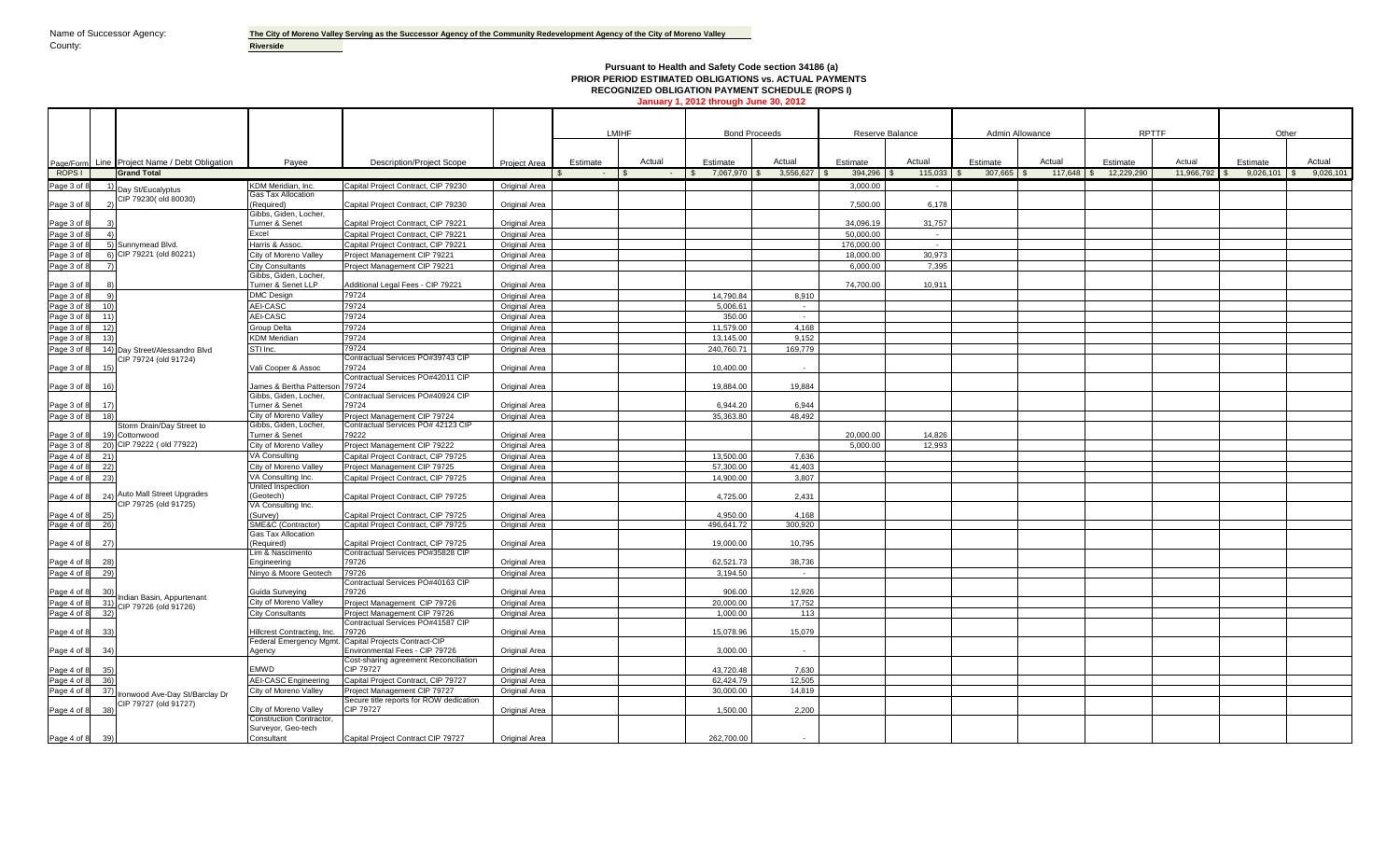Name of Successor Agency: **The City of Moreno Valley Serving as the Successor Agency of the Community Redevelopment Agency of the City of Moreno Valley**

County: **Riverside**

**Pursuant to Health and Safety Code section 34186 (a)**
**PRIOR PERIOD ESTIMATED OBLIGATIONS vs. ACTUAL PAYMENTS**
**RECOGNIZED OBLIGATION PAYMENT SCHEDULE (ROPS I)**
**January 1, 2012 through June 30, 2012**

| Page/Form | Line | Project Name / Debt Obligation | Payee | Description/Project Scope | Project Area | LMIHF Estimate | LMIHF Actual | Bond Proceeds Estimate | Bond Proceeds Actual | Reserve Balance Estimate | Reserve Balance Actual | Admin Allowance Estimate | Admin Allowance Actual | RPTTF Estimate | RPTTF Actual | Other Estimate | Other Actual |
|---|---|---|---|---|---|---|---|---|---|---|---|---|---|---|---|---|---|
| ROPS I | | **Grand Total** | | | | $ - | $ - | $ 7,067,970 | $ 3,556,627 | $ 394,296 | $ 115,033 | $ 307,665 | $ 117,648 | $ 12,229,290 | 11,966,792 | $ 9,026,101 | $ 9,026,101 |
| Page 3 of 8 | 1) | Day St/Eucalyptus CIP 79230( old 80030) | KDM Meridian, Inc. | Capital Project Contract, CIP 79230 | Original Area | | | | | 3,000.00 | - | | | | | | |
| Page 3 of 8 | 2) | | Gas Tax Allocation (Required) | Capital Project Contract, CIP 79230 | Original Area | | | | | 7,500.00 | 6,178 | | | | | | |
| Page 3 of 8 | 3) | Sunnymead Blvd. CIP 79221 (old 80221) | Gibbs, Giden, Locher, Turner & Senet | Capital Project Contract, CIP 79221 | Original Area | | | | | 34,096.19 | 31,757 | | | | | | |
| Page 3 of 8 | 4) | | Excel | Capital Project Contract, CIP 79221 | Original Area | | | | | 50,000.00 | - | | | | | | |
| Page 3 of 8 | 5) | | Harris & Assoc. | Capital Project Contract, CIP 79221 | Original Area | | | | | 176,000.00 | - | | | | | | |
| Page 3 of 8 | 6) | | City of Moreno Valley | Project Management CIP 79221 | Original Area | | | | | 18,000.00 | 30,973 | | | | | | |
| Page 3 of 8 | 7) | | City Consultants | Project Management CIP 79221 | Original Area | | | | | 6,000.00 | 7,395 | | | | | | |
| Page 3 of 8 | 8) | | Gibbs, Giden, Locher, Turner & Senet LLP | Additional Legal Fees - CIP 79221 | Original Area | | | | | 74,700.00 | 10,911 | | | | | | |
| Page 3 of 8 | 9) | Day Street/Alessandro Blvd CIP 79724 (old 91724) | DMC Design | 79724 | Original Area | | | 14,790.84 | 8,910 | | | | | | | | |
| Page 3 of 8 | 10) | | AEI-CASC | 79724 | Original Area | | | 5,006.61 | - | | | | | | | | |
| Page 3 of 8 | 11) | | AEI-CASC | 79724 | Original Area | | | 350.00 | - | | | | | | | | |
| Page 3 of 8 | 12) | | Group Delta | 79724 | Original Area | | | 11,579.00 | 4,168 | | | | | | | | |
| Page 3 of 8 | 13) | | KDM Meridian | 79724 | Original Area | | | 13,145.00 | 9,152 | | | | | | | | |
| Page 3 of 8 | 14) | | STI Inc. | 79724 | Original Area | | | 240,760.71 | 169,779 | | | | | | | | |
| Page 3 of 8 | 15) | | Vali Cooper & Assoc | Contractual Services PO#39743 CIP 79724 | Original Area | | | 10,400.00 | - | | | | | | | | |
| Page 3 of 8 | 16) | | James & Bertha Patterson | Contractual Services PO#42011 CIP 79724 | Original Area | | | 19,884.00 | 19,884 | | | | | | | | |
| Page 3 of 8 | 17) | | Gibbs, Giden, Locher, Turner & Senet | Contractual Services PO#40924 CIP 79724 | Original Area | | | 6,944.20 | 6,944 | | | | | | | | |
| Page 3 of 8 | 18) | | City of Moreno Valley | Project Management CIP 79724 | Original Area | | | 35,363.80 | 48,492 | | | | | | | | |
| Page 3 of 8 | 19) | Storm Drain/Day Street to Cottonwood CIP 79222 ( old 77922) | Gibbs, Giden, Locher, Turner & Senet | Contractual Services PO# 42123 CIP 79222 | Original Area | | | | | 20,000.00 | 14,826 | | | | | | |
| Page 3 of 8 | 20) | | City of Moreno Valley | Project Management CIP 79222 | Original Area | | | | | 5,000.00 | 12,993 | | | | | | |
| Page 4 of 8 | 21) | Auto Mall Street Upgrades CIP 79725 (old 91725) | VA Consulting | Capital Project Contract, CIP 79725 | Original Area | | | 13,500.00 | 7,636 | | | | | | | | |
| Page 4 of 8 | 22) | | City of Moreno Valley | Project Management CIP 79725 | Original Area | | | 57,300.00 | 41,403 | | | | | | | | |
| Page 4 of 8 | 23) | | VA Consulting Inc. | Capital Project Contract, CIP 79725 | Original Area | | | 14,900.00 | 3,807 | | | | | | | | |
| Page 4 of 8 | 24) | | United Inspection (Geotech) | Capital Project Contract, CIP 79725 | Original Area | | | 4,725.00 | 2,431 | | | | | | | | |
| Page 4 of 8 | 25) | | VA Consulting Inc. (Survey) | Capital Project Contract, CIP 79725 | Original Area | | | 4,950.00 | 4,168 | | | | | | | | |
| Page 4 of 8 | 26) | | SME&C (Contractor) | Capital Project Contract, CIP 79725 | Original Area | | | 496,641.72 | 300,920 | | | | | | | | |
| Page 4 of 8 | 27) | | Gas Tax Allocation (Required) | Capital Project Contract, CIP 79725 | Original Area | | | 19,000.00 | 10,795 | | | | | | | | |
| Page 4 of 8 | 28) | Indian Basin, Appurtenant CIP 79726 (old 91726) | Lim & Nascimento Engineering | Contractual Services PO#35828 CIP 79726 | Original Area | | | 62,521.73 | 38,736 | | | | | | | | |
| Page 4 of 8 | 29) | | Ninyo & Moore Geotech | 79726 | Original Area | | | 3,194.50 | - | | | | | | | | |
| Page 4 of 8 | 30) | | Guida Surveying | Contractual Services PO#40163 CIP 79726 | Original Area | | | 906.00 | 12,926 | | | | | | | | |
| Page 4 of 8 | 31) | | City of Moreno Valley | Project Management CIP 79726 | Original Area | | | 20,000.00 | 17,752 | | | | | | | | |
| Page 4 of 8 | 32) | | City Consultants | Project Management CIP 79726 | Original Area | | | 1,000.00 | 113 | | | | | | | | |
| Page 4 of 8 | 33) | | Hillcrest Contracting, Inc. | Contractual Services PO#41587 CIP 79726 | Original Area | | | 15,078.96 | 15,079 | | | | | | | | |
| Page 4 of 8 | 34) | | Federal Emergency Mgmt. Agency | Capital Projects Contract-CIP Environmental Fees - CIP 79726 | Original Area | | | 3,000.00 | - | | | | | | | | |
| Page 4 of 8 | 35) | Ironwood Ave-Day St/Barclay Dr CIP 79727 (old 91727) | EMWD | Cost-sharing agreement Reconciliation CIP 79727 | Original Area | | | 43,720.48 | 7,630 | | | | | | | | |
| Page 4 of 8 | 36) | | AEI-CASC Engineering | Capital Project Contract, CIP 79727 | Original Area | | | 62,424.79 | 12,505 | | | | | | | | |
| Page 4 of 8 | 37) | | City of Moreno Valley | Project Management CIP 79727 | Original Area | | | 30,000.00 | 14,819 | | | | | | | | |
| Page 4 of 8 | 38) | | City of Moreno Valley | Secure title reports for ROW dedication CIP 79727 | Original Area | | | 1,500.00 | 2,200 | | | | | | | | |
| Page 4 of 8 | 39) | | Construction Contractor, Surveyor, Geo-tech Consultant | Capital Project Contract CIP 79727 | Original Area | | | 262,700.00 | - | | | | | | | | |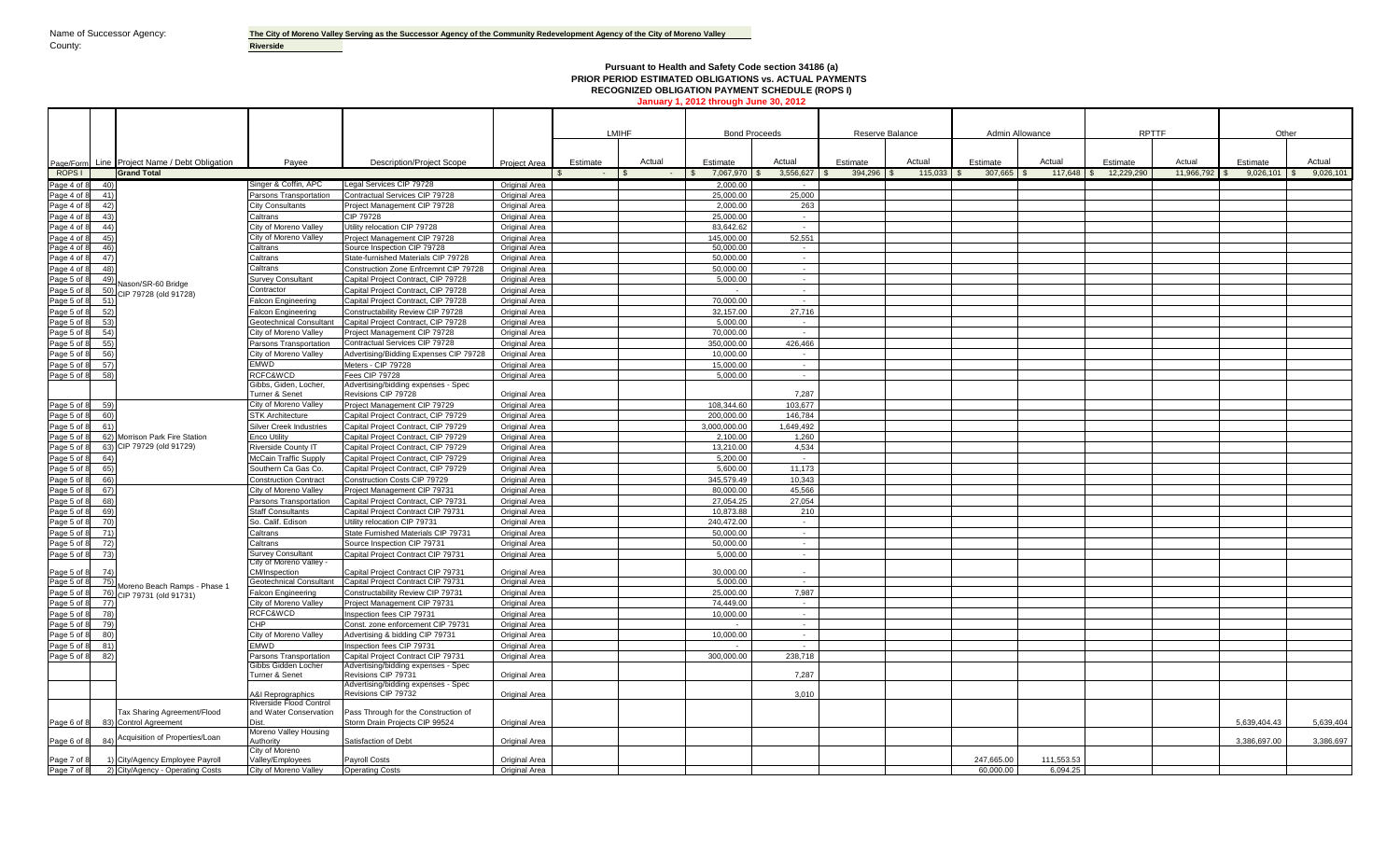Name of Successor Agency: **The City of Moreno Valley Serving as the Successor Agency of the Community Redevelopment Agency of the City of Moreno Valley**
County: **Riverside**

## Pursuant to Health and Safety Code section 34186 (a)
## PRIOR PERIOD ESTIMATED OBLIGATIONS vs. ACTUAL PAYMENTS
## RECOGNIZED OBLIGATION PAYMENT SCHEDULE (ROPS I)
### January 1, 2012 through June 30, 2012

| Page/Form | Line | Project Name / Debt Obligation | Payee | Description/Project Scope | Project Area | LMIHF | | Bond Proceeds | | Reserve Balance | | Admin Allowance | | RPTTF | | Other | |
|---|---|---|---|---|---|---|---|---|---|---|---|---|---|---|---|---|---|
| | | | | | | Estimate | Actual | Estimate | Actual | Estimate | Actual | Estimate | Actual | Estimate | Actual | Estimate | Actual |
| ROPS I | | **Grand Total** | | | | $ - | $ - | $ 7,067,970 | $ 3,556,627 | $ 394,296 | $ 115,033 | $ 307,665 | $ 117,648 | $ 12,229,290 | 11,966,792 | $ 9,026,101 | $ 9,026,101 |
| Page 4 of 8 | 40) | Nason/SR-60 Bridge CIP 79728 (old 91728) | Singer & Coffin, APC | Legal Services CIP 79728 | Original Area | | | 2,000.00 | - | | | | | | | | |
| Page 4 of 8 | 41) | | Parsons Transportation | Contractual Services CIP 79728 | Original Area | | | 25,000.00 | 25,000 | | | | | | | | |
| Page 4 of 8 | 42) | | City Consultants | Project Management CIP 79728 | Original Area | | | 2,000.00 | 263 | | | | | | | | |
| Page 4 of 8 | 43) | | Caltrans | CIP 79728 | Original Area | | | 25,000.00 | - | | | | | | | | |
| Page 4 of 8 | 44) | | City of Moreno Valley | Utility relocation CIP 79728 | Original Area | | | 83,642.62 | - | | | | | | | | |
| Page 4 of 8 | 45) | | City of Moreno Valley | Project Management CIP 79728 | Original Area | | | 145,000.00 | 52,551 | | | | | | | | |
| Page 4 of 8 | 46) | | Caltrans | Source Inspection CIP 79728 | Original Area | | | 50,000.00 | - | | | | | | | | |
| Page 4 of 8 | 47) | | Caltrans | State-furnished Materials CIP 79728 | Original Area | | | 50,000.00 | - | | | | | | | | |
| Page 4 of 8 | 48) | | Caltrans | Construction Zone Enfrcemnt CIP 79728 | Original Area | | | 50,000.00 | - | | | | | | | | |
| Page 5 of 8 | 49) | | Survey Consultant | Capital Project Contract, CIP 79728 | Original Area | | | 5,000.00 | - | | | | | | | | |
| Page 5 of 8 | 50) | | Contractor | Capital Project Contract, CIP 79728 | Original Area | | | - | - | | | | | | | | |
| Page 5 of 8 | 51) | | Falcon Engineering | Capital Project Contract, CIP 79728 | Original Area | | | 70,000.00 | - | | | | | | | | |
| Page 5 of 8 | 52) | | Falcon Engineering | Constructability Review CIP 79728 | Original Area | | | 32,157.00 | 27,716 | | | | | | | | |
| Page 5 of 8 | 53) | | Geotechnical Consultant | Capital Project Contract, CIP 79728 | Original Area | | | 5,000.00 | - | | | | | | | | |
| Page 5 of 8 | 54) | | City of Moreno Valley | Project Management CIP 79728 | Original Area | | | 70,000.00 | - | | | | | | | | |
| Page 5 of 8 | 55) | | Parsons Transportation | Contractual Services CIP 79728 | Original Area | | | 350,000.00 | 426,466 | | | | | | | | |
| Page 5 of 8 | 56) | | City of Moreno Valley | Advertising/Bidding Expenses CIP 79728 | Original Area | | | 10,000.00 | - | | | | | | | | |
| Page 5 of 8 | 57) | | EMWD | Meters - CIP 79728 | Original Area | | | 15,000.00 | - | | | | | | | | |
| Page 5 of 8 | 58) | | RCFC&WCD | Fees CIP 79728 | Original Area | | | 5,000.00 | - | | | | | | | | |
| | | | Gibbs, Giden, Locher, Turner & Senet | Advertising/bidding expenses - Spec Revisions CIP 79728 | Original Area | | | | 7,287 | | | | | | | | |
| Page 5 of 8 | 59) | Morrison Park Fire Station CIP 79729 (old 91729) | City of Moreno Valley | Project Management CIP 79729 | Original Area | | | 108,344.60 | 103,677 | | | | | | | | |
| Page 5 of 8 | 60) | | STK Architecture | Capital Project Contract, CIP 79729 | Original Area | | | 200,000.00 | 146,784 | | | | | | | | |
| Page 5 of 8 | 61) | | Silver Creek Industries | Capital Project Contract, CIP 79729 | Original Area | | | 3,000,000.00 | 1,649,492 | | | | | | | | |
| Page 5 of 8 | 62) | | Enco Utility | Capital Project Contract, CIP 79729 | Original Area | | | 2,100.00 | 1,260 | | | | | | | | |
| Page 5 of 8 | 63) | | Riverside County IT | Capital Project Contract, CIP 79729 | Original Area | | | 13,210.00 | 4,534 | | | | | | | | |
| Page 5 of 8 | 64) | | McCain Traffic Supply | Capital Project Contract, CIP 79729 | Original Area | | | 5,200.00 | - | | | | | | | | |
| Page 5 of 8 | 65) | | Southern Ca Gas Co. | Capital Project Contract, CIP 79729 | Original Area | | | 5,600.00 | 11,173 | | | | | | | | |
| Page 5 of 8 | 66) | | Construction Contract | Construction Costs CIP 79729 | Original Area | | | 345,579.49 | 10,343 | | | | | | | | |
| Page 5 of 8 | 67) | Moreno Beach Ramps - Phase 1 CIP 79731 (old 91731) | City of Moreno Valley | Project Management CIP 79731 | Original Area | | | 80,000.00 | 45,566 | | | | | | | | |
| Page 5 of 8 | 68) | | Parsons Transportation | Capital Project Contract, CIP 79731 | Original Area | | | 27,054.25 | 27,054 | | | | | | | | |
| Page 5 of 8 | 69) | | Staff Consultants | Capital Project Contract CIP 79731 | Original Area | | | 10,873.88 | 210 | | | | | | | | |
| Page 5 of 8 | 70) | | So. Calif. Edison | Utility relocation CIP 79731 | Original Area | | | 240,472.00 | - | | | | | | | | |
| Page 5 of 8 | 71) | | Caltrans | State Furnished Materials CIP 79731 | Original Area | | | 50,000.00 | - | | | | | | | | |
| Page 5 of 8 | 72) | | Caltrans | Source Inspection CIP 79731 | Original Area | | | 50,000.00 | - | | | | | | | | |
| Page 5 of 8 | 73) | | Survey Consultant | Capital Project Contract CIP 79731 | Original Area | | | 5,000.00 | - | | | | | | | | |
| Page 5 of 8 | 74) | | City of Moreno Valley - CM/Inspection | Capital Project Contract CIP 79731 | Original Area | | | 30,000.00 | - | | | | | | | | |
| Page 5 of 8 | 75) | | Geotechnical Consultant | Capital Project Contract CIP 79731 | Original Area | | | 5,000.00 | - | | | | | | | | |
| Page 5 of 8 | 76) | | Falcon Engineering | Constructability Review CIP 79731 | Original Area | | | 25,000.00 | 7,987 | | | | | | | | |
| Page 5 of 8 | 77) | | City of Moreno Valley | Project Management CIP 79731 | Original Area | | | 74,449.00 | - | | | | | | | | |
| Page 5 of 8 | 78) | | RCFC&WCD | Inspection fees CIP 79731 | Original Area | | | 10,000.00 | - | | | | | | | | |
| Page 5 of 8 | 79) | | CHP | Const. zone enforcement CIP 79731 | Original Area | | | - | - | | | | | | | | |
| Page 5 of 8 | 80) | | City of Moreno Valley | Advertising & bidding CIP 79731 | Original Area | | | 10,000.00 | - | | | | | | | | |
| Page 5 of 8 | 81) | | EMWD | Inspection fees CIP 79731 | Original Area | | | - | - | | | | | | | | |
| Page 5 of 8 | 82) | | Parsons Transportation | Capital Project Contract CIP 79731 | Original Area | | | 300,000.00 | 238,718 | | | | | | | | |
| | | | Gibbs Gidden Locher Turner & Senet | Advertising/bidding expenses - Spec Revisions CIP 79731 | Original Area | | | | 7,287 | | | | | | | | |
| | | | A&I Reprographics | Advertising/bidding expenses - Spec Revisions CIP 79732 | Original Area | | | | 3,010 | | | | | | | | |
| Page 6 of 8 | 83) | Tax Sharing Agreement/Flood Control Agreement | Riverside Flood Control and Water Conservation Dist. | Pass Through for the Construction of Storm Drain Projects CIP 99524 | Original Area | | | | | | | | | | | 5,639,404.43 | 5,639,404 |
| Page 6 of 8 | 84) | Acquisition of Properties/Loan | Moreno Valley Housing Authority | Satisfaction of Debt | Original Area | | | | | | | | | | | 3,386,697.00 | 3,386,697 |
| Page 7 of 8 | 1) | City/Agency Employee Payroll | City of Moreno Valley/Employees | Payroll Costs | Original Area | | | | | | | 247,665.00 | 111,553.53 | | | | |
| Page 7 of 8 | 2) | City/Agency - Operating Costs | City of Moreno Valley | Operating Costs | Original Area | | | | | | | 60,000.00 | 6,094.25 | | | | |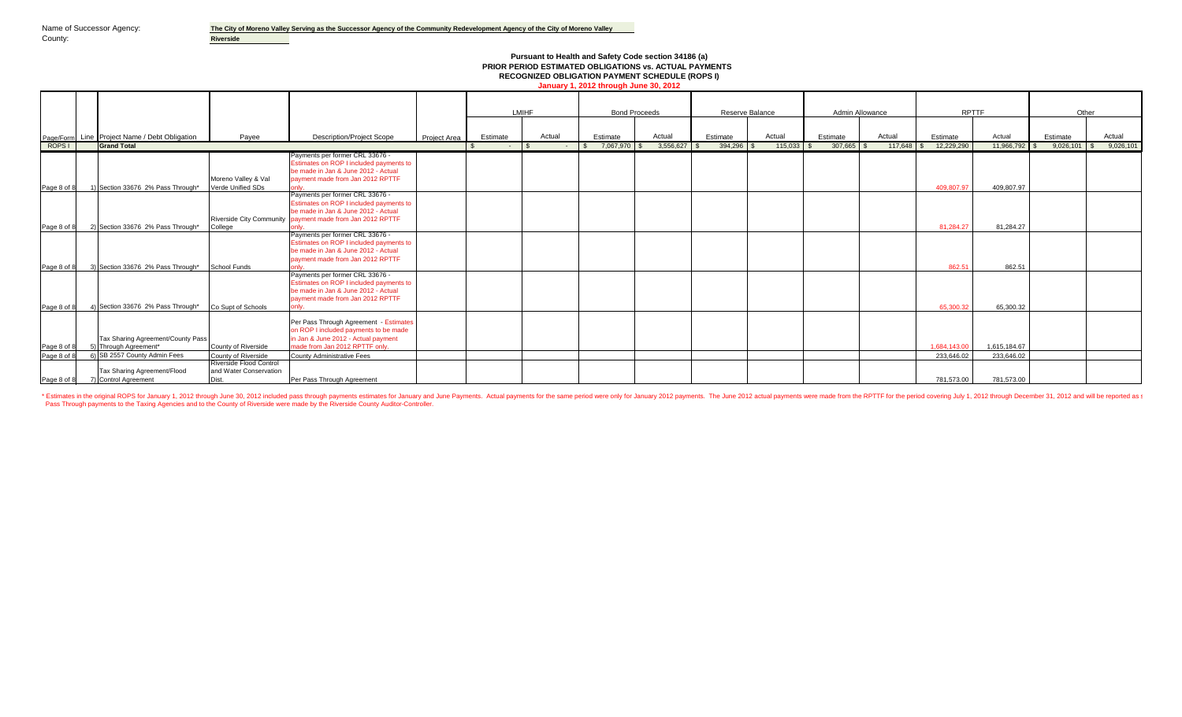Name of Successor Agency: **The City of Moreno Valley Serving as the Successor Agency of the Community Redevelopment Agency of the City of Moreno Valley**

County: **Riverside**

## Pursuant to Health and Safety Code section 34186 (a)
## PRIOR PERIOD ESTIMATED OBLIGATIONS vs. ACTUAL PAYMENTS
## RECOGNIZED OBLIGATION PAYMENT SCHEDULE (ROPS I)
## January 1, 2012 through June 30, 2012

| | | | | | | LMIHF | | Bond Proceeds | | Reserve Balance | | Admin Allowance | | RPTTF | | Other | |
|---|---|---|---|---|---|---|---|---|---|---|---|---|---|---|---|---|---|
| Page/Form | Line | Project Name / Debt Obligation | Payee | Description/Project Scope | Project Area | Estimate | Actual | Estimate | Actual | Estimate | Actual | Estimate | Actual | Estimate | Actual | Estimate | Actual |
| ROPS I | | **Grand Total** | | | | $ - | $ - | $ 7,067,970 | $ 3,556,627 | $ 394,296 | $ 115,033 | $ 307,665 | $ 117,648 | $ 12,229,290 | 11,966,792 | $ 9,026,101 | $ 9,026,101 |
| Page 8 of 8 | 1) | Section 33676 2% Pass Through* | Moreno Valley & Val Verde Unified SDs | Payments per former CRL 33676 - Estimates on ROP I included payments to be made in Jan & June 2012 - Actual payment made from Jan 2012 RPTTF only. | | | | | | | | | | 409,807.97 | 409,807.97 | | |
| Page 8 of 8 | 2) | Section 33676 2% Pass Through* | Riverside City Community College | Payments per former CRL 33676 - Estimates on ROP I included payments to be made in Jan & June 2012 - Actual payment made from Jan 2012 RPTTF only. | | | | | | | | | | 81,284.27 | 81,284.27 | | |
| Page 8 of 8 | 3) | Section 33676 2% Pass Through* | School Funds | Payments per former CRL 33676 - Estimates on ROP I included payments to be made in Jan & June 2012 - Actual payment made from Jan 2012 RPTTF only. | | | | | | | | | | 862.51 | 862.51 | | |
| Page 8 of 8 | 4) | Section 33676 2% Pass Through* | Co Supt of Schools | Payments per former CRL 33676 - Estimates on ROP I included payments to be made in Jan & June 2012 - Actual payment made from Jan 2012 RPTTF only. | | | | | | | | | | 65,300.32 | 65,300.32 | | |
| Page 8 of 8 | 5) | Tax Sharing Agreement/County Pass Through Agreement* | County of Riverside | Per Pass Through Agreement - Estimates on ROP I included payments to be made in Jan & June 2012 - Actual payment made from Jan 2012 RPTTF only. | | | | | | | | | | 1,684,143.00 | 1,615,184.67 | | |
| Page 8 of 8 | 6) | SB 2557 County Admin Fees | County of Riverside | County Administrative Fees | | | | | | | | | | 233,646.02 | 233,646.02 | | |
| Page 8 of 8 | 7) | Tax Sharing Agreement/Flood Control Agreement | Riverside Flood Control and Water Conservation Dist. | Per Pass Through Agreement | | | | | | | | | | 781,573.00 | 781,573.00 | | |

* Estimates in the original ROPS for January 1, 2012 through June 30, 2012 included pass through payments estimates for January and June Payments. Actual payments for the same period were only for January 2012 payments. The June 2012 actual payments were made from the RPTTF for the period covering July 1, 2012 through December 31, 2012 and will be reported as s
Pass Through payments to the Taxing Agencies and to the County of Riverside were made by the Riverside County Auditor-Controller.